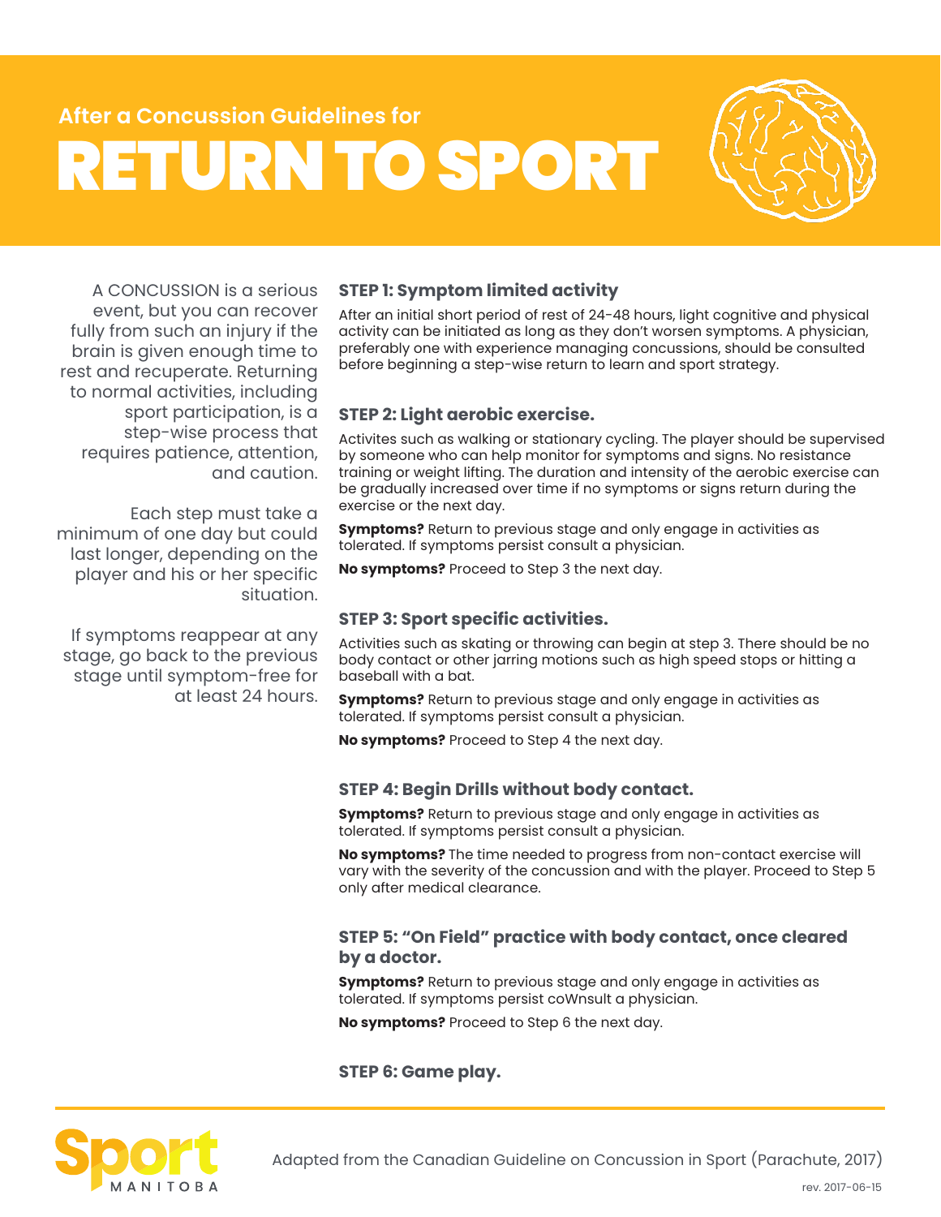After a Concussion Guidelines for

# RETURN TO SPORT

A CONCUSSION is a serious event, but you can recover fully from such an injury if the brain is given enough time to rest and recuperate. Returning to normal activities, including sport participation, is a step-wise process that requires patience, attention, and caution.

Each step must take a minimum of one day but could last longer, depending on the player and his or her specific situation.

If symptoms reappear at any stage, go back to the previous stage until symptom-free for at least 24 hours.

### STEP 1: Symptom limited activity

After an initial short period of rest of 24-48 hours, light cognitive and physical activity can be initiated as long as they don't worsen symptoms. A physician, preferably one with experience managing concussions, should be consulted before beginning a step-wise return to learn and sport strategy.

### STEP 2: Light aerobic exercise.

Activites such as walking or stationary cycling. The player should be supervised by someone who can help monitor for symptoms and signs. No resistance training or weight lifting. The duration and intensity of the aerobic exercise can be gradually increased over time if no symptoms or signs return during the exercise or the next day.

**Symptoms?** Return to previous stage and only engage in activities as tolerated. If symptoms persist consult a physician.

**No symptoms?** Proceed to Step 3 the next day.

### STEP 3: Sport specific activities.

Activities such as skating or throwing can begin at step 3. There should be no body contact or other jarring motions such as high speed stops or hitting a baseball with a bat.

**Symptoms?** Return to previous stage and only engage in activities as tolerated. If symptoms persist consult a physician.

**No symptoms?** Proceed to Step 4 the next day.

### STEP 4: Begin Drills without body contact.

**Symptoms?** Return to previous stage and only engage in activities as tolerated. If symptoms persist consult a physician.

**No symptoms?** The time needed to progress from non-contact exercise will vary with the severity of the concussion and with the player. Proceed to Step 5 only after medical clearance.

### STEP 5: "On Field" practice with body contact, once cleared by a doctor.

**Symptoms?** Return to previous stage and only engage in activities as tolerated. If symptoms persist coWnsult a physician.

**No symptoms?** Proceed to Step 6 the next day.

### STEP 6: Game play.

Sport MANITOBA

Adapted from the Canadian Guideline on Concussion in Sport (Parachute, 2017)

rev. 2017-06-15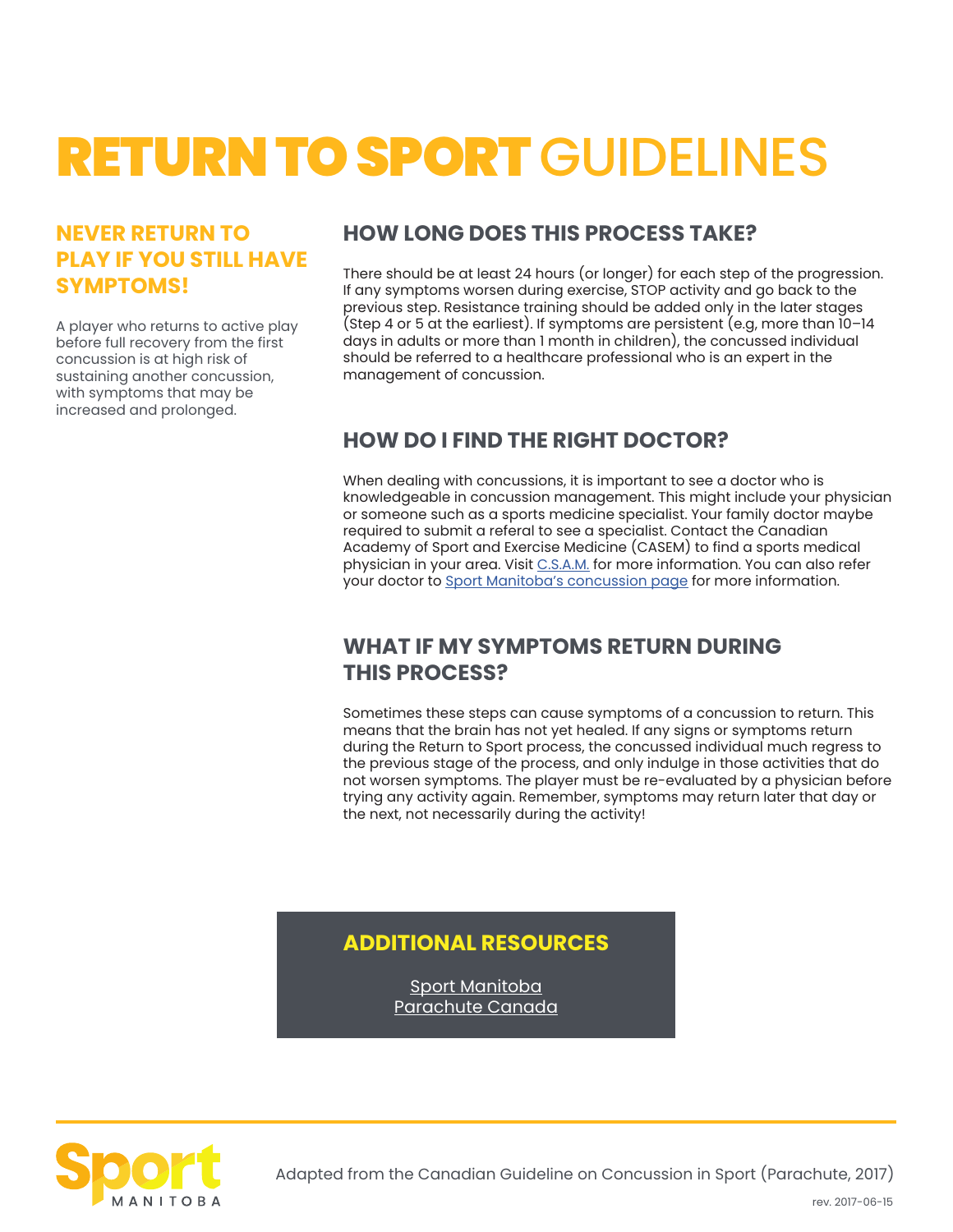# RETURN TO SPORT GUIDELINES

## NEVER RETURN TO PLAY IF YOU STILL HAVE SYMPTOMS!

A player who returns to active play before full recovery from the first concussion is at high risk of sustaining another concussion, with symptoms that may be increased and prolonged.

## HOW LONG DOES THIS PROCESS TAKE?

There should be at least 24 hours (or longer) for each step of the progression. If any symptoms worsen during exercise, STOP activity and go back to the previous step. Resistance training should be added only in the later stages (Step 4 or 5 at the earliest). If symptoms are persistent (e.g, more than 10–14 days in adults or more than 1 month in children), the concussed individual should be referred to a healthcare professional who is an expert in the management of concussion.

## HOW DO I FIND THE RIGHT DOCTOR?

When dealing with concussions, it is important to see a doctor who is knowledgeable in concussion management. This might include your physician or someone such as a sports medicine specialist. Your family doctor maybe required to submit a referal to see a specialist. Contact the Canadian Academy of Sport and Exercise Medicine (CASEM) to find a sports medical physician in your area. Visit C.S.A.M. for more information. You can also refer your doctor to Sport Manitoba's concussion page for more information.

## WHAT IF MY SYMPTOMS RETURN DURING THIS PROCESS?

Sometimes these steps can cause symptoms of a concussion to return. This means that the brain has not yet healed. If any signs or symptoms return during the Return to Sport process, the concussed individual much regress to the previous stage of the process, and only indulge in those activities that do not worsen symptoms. The player must be re-evaluated by a physician before trying any activity again. Remember, symptoms may return later that day or the next, not necessarily during the activity!

## ADDITIONAL RESOURCES

Sport Manitoba
Parachute Canada

Adapted from the Canadian Guideline on Concussion in Sport (Parachute, 2017)

rev. 2017-06-15